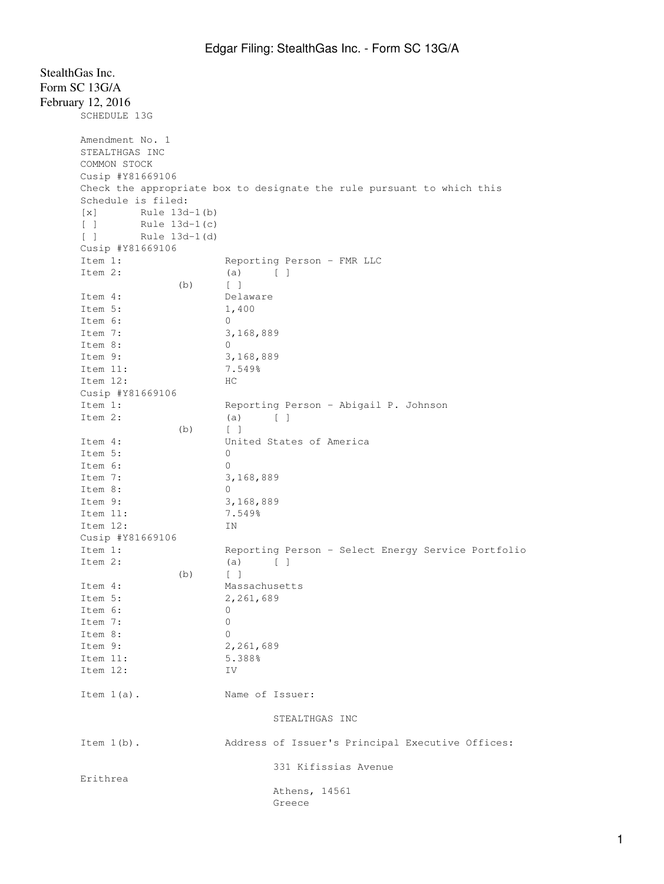StealthGas Inc.
Form SC 13G/A
February 12, 2016

SCHEDULE 13G

Amendment No. 1
STEALTHGAS INC
COMMON STOCK
Cusip #Y81669106

Check the appropriate box to designate the rule pursuant to which this Schedule is filed:

[x] Rule 13d-1(b)
[ ] Rule 13d-1(c)
[ ] Rule 13d-1(d)

Cusip #Y81669106

| | |
|---|---|
| Item 1: | Reporting Person - FMR LLC |
| Item 2: | (a) [ ] |
| (b) | [ ] |
| Item 4: | Delaware |
| Item 5: | 1,400 |
| Item 6: | 0 |
| Item 7: | 3,168,889 |
| Item 8: | 0 |
| Item 9: | 3,168,889 |
| Item 11: | 7.549% |
| Item 12: | HC |

Cusip #Y81669106

| | |
|---|---|
| Item 1: | Reporting Person - Abigail P. Johnson |
| Item 2: | (a) [ ] |
| (b) | [ ] |
| Item 4: | United States of America |
| Item 5: | 0 |
| Item 6: | 0 |
| Item 7: | 3,168,889 |
| Item 8: | 0 |
| Item 9: | 3,168,889 |
| Item 11: | 7.549% |
| Item 12: | IN |

Cusip #Y81669106

| | |
|---|---|
| Item 1: | Reporting Person - Select Energy Service Portfolio |
| Item 2: | (a) [ ] |
| (b) | [ ] |
| Item 4: | Massachusetts |
| Item 5: | 2,261,689 |
| Item 6: | 0 |
| Item 7: | 0 |
| Item 8: | 0 |
| Item 9: | 2,261,689 |
| Item 11: | 5.388% |
| Item 12: | IV |

Item 1(a). Name of Issuer:

STEALTHGAS INC

Item 1(b). Address of Issuer's Principal Executive Offices:

331 Kifissias Avenue
Erithrea
Athens, 14561
Greece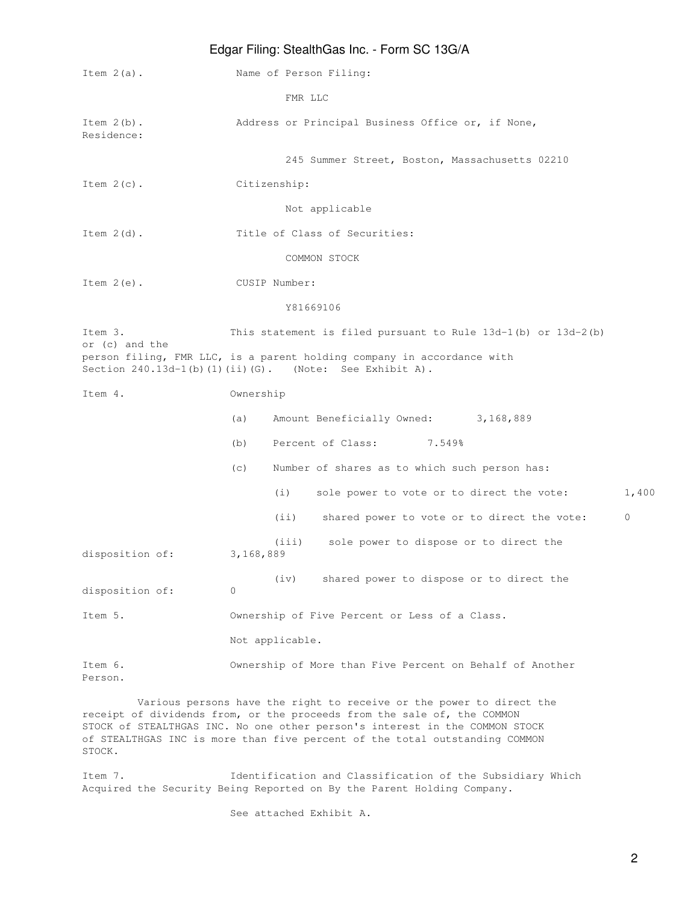Item 2(a). Name of Person Filing:

FMR LLC

Item 2(b). Address or Principal Business Office or, if None, Residence:

245 Summer Street, Boston, Massachusetts 02210

Item 2(c). Citizenship:

Not applicable

Item 2(d). Title of Class of Securities:

COMMON STOCK

Item 2(e). CUSIP Number:

Y81669106

Item 3. This statement is filed pursuant to Rule 13d-1(b) or 13d-2(b) or (c) and the person filing, FMR LLC, is a parent holding company in accordance with Section 240.13d-1(b)(1)(ii)(G). (Note: See Exhibit A).

Item 4. Ownership

(a) Amount Beneficially Owned: 3,168,889

(b) Percent of Class: 7.549%

(c) Number of shares as to which such person has:

(i) sole power to vote or to direct the vote: 1,400

(ii) shared power to vote or to direct the vote: 0

(iii) sole power to dispose or to direct the disposition of: 3,168,889

(iv) shared power to dispose or to direct the disposition of: 0

Item 5. Ownership of Five Percent or Less of a Class.

Not applicable.

Item 6. Ownership of More than Five Percent on Behalf of Another Person.

Various persons have the right to receive or the power to direct the receipt of dividends from, or the proceeds from the sale of, the COMMON STOCK of STEALTHGAS INC. No one other person's interest in the COMMON STOCK of STEALTHGAS INC is more than five percent of the total outstanding COMMON STOCK.

Item 7. Identification and Classification of the Subsidiary Which Acquired the Security Being Reported on By the Parent Holding Company.

See attached Exhibit A.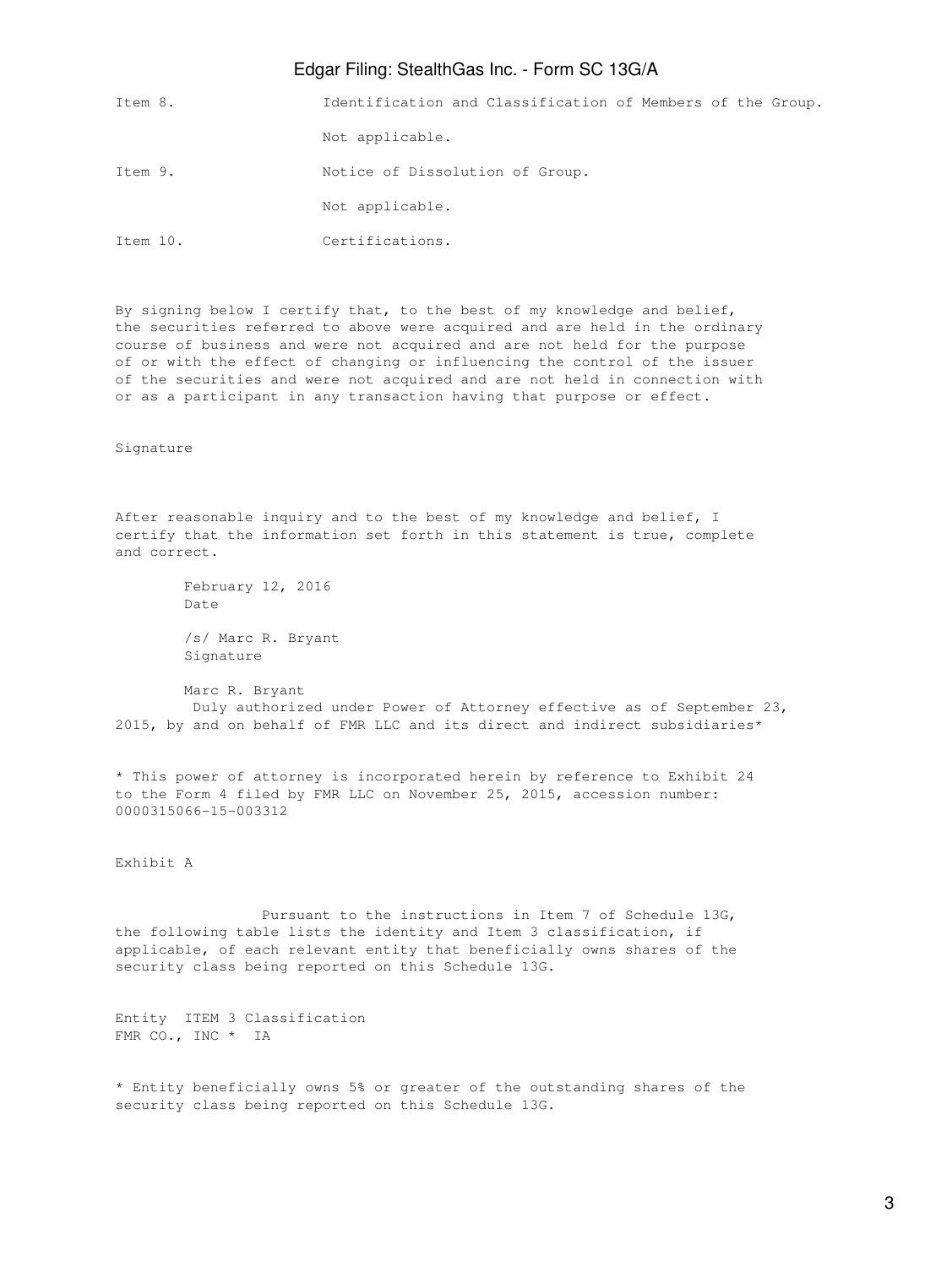Item 8. Identification and Classification of Members of the Group.

Not applicable.

Item 9. Notice of Dissolution of Group.

Not applicable.

Item 10. Certifications.

By signing below I certify that, to the best of my knowledge and belief, the securities referred to above were acquired and are held in the ordinary course of business and were not acquired and are not held for the purpose of or with the effect of changing or influencing the control of the issuer of the securities and were not acquired and are not held in connection with or as a participant in any transaction having that purpose or effect.

Signature

After reasonable inquiry and to the best of my knowledge and belief, I certify that the information set forth in this statement is true, complete and correct.

February 12, 2016
Date

/s/ Marc R. Bryant
Signature

Marc R. Bryant
Duly authorized under Power of Attorney effective as of September 23, 2015, by and on behalf of FMR LLC and its direct and indirect subsidiaries*

* This power of attorney is incorporated herein by reference to Exhibit 24 to the Form 4 filed by FMR LLC on November 25, 2015, accession number: 0000315066-15-003312

Exhibit A

Pursuant to the instructions in Item 7 of Schedule 13G, the following table lists the identity and Item 3 classification, if applicable, of each relevant entity that beneficially owns shares of the security class being reported on this Schedule 13G.

| Entity | ITEM 3 Classification |
| --- | --- |
| FMR CO., INC * | IA |

* Entity beneficially owns 5% or greater of the outstanding shares of the security class being reported on this Schedule 13G.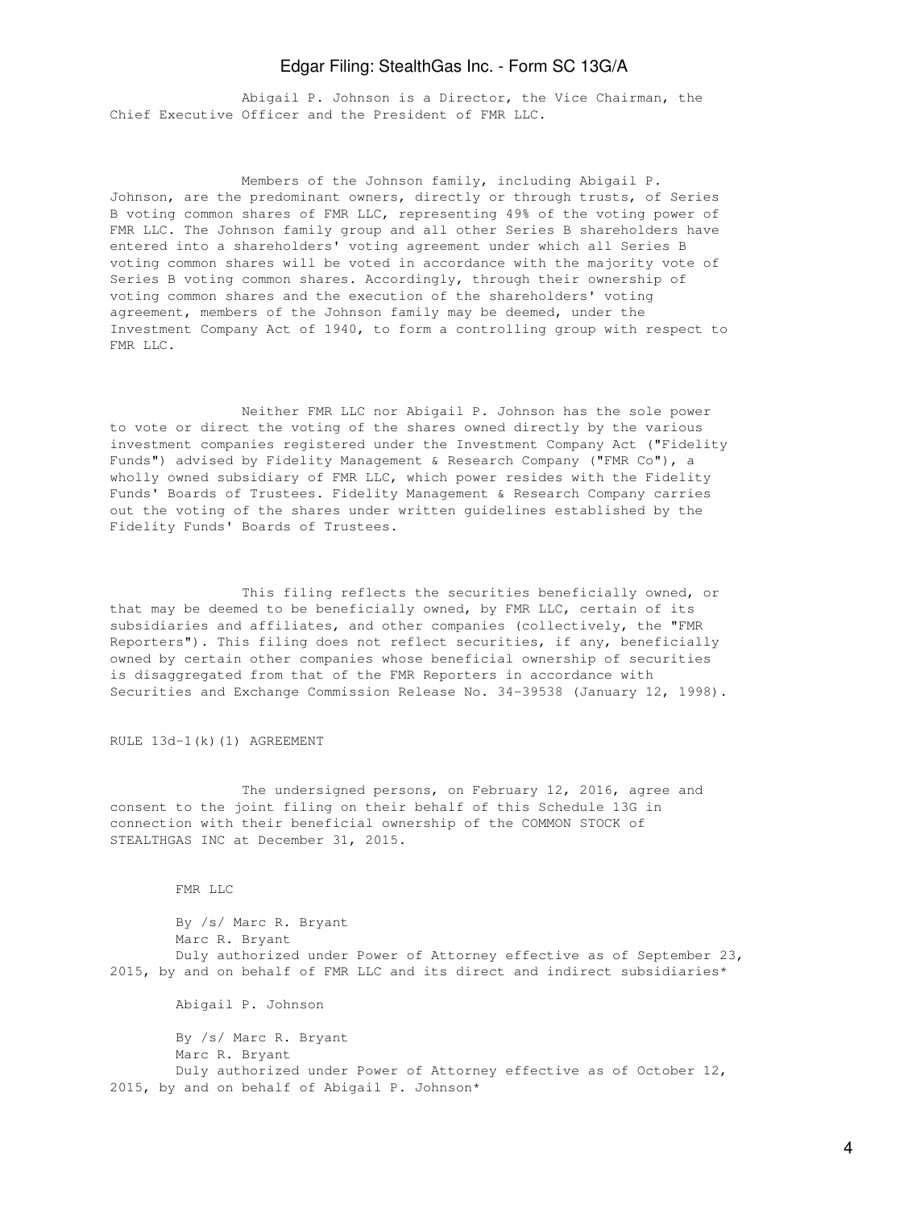Abigail P. Johnson is a Director, the Vice Chairman, the Chief Executive Officer and the President of FMR LLC.

Members of the Johnson family, including Abigail P. Johnson, are the predominant owners, directly or through trusts, of Series B voting common shares of FMR LLC, representing 49% of the voting power of FMR LLC. The Johnson family group and all other Series B shareholders have entered into a shareholders' voting agreement under which all Series B voting common shares will be voted in accordance with the majority vote of Series B voting common shares. Accordingly, through their ownership of voting common shares and the execution of the shareholders' voting agreement, members of the Johnson family may be deemed, under the Investment Company Act of 1940, to form a controlling group with respect to FMR LLC.

Neither FMR LLC nor Abigail P. Johnson has the sole power to vote or direct the voting of the shares owned directly by the various investment companies registered under the Investment Company Act ("Fidelity Funds") advised by Fidelity Management & Research Company ("FMR Co"), a wholly owned subsidiary of FMR LLC, which power resides with the Fidelity Funds' Boards of Trustees. Fidelity Management & Research Company carries out the voting of the shares under written guidelines established by the Fidelity Funds' Boards of Trustees.

This filing reflects the securities beneficially owned, or that may be deemed to be beneficially owned, by FMR LLC, certain of its subsidiaries and affiliates, and other companies (collectively, the "FMR Reporters"). This filing does not reflect securities, if any, beneficially owned by certain other companies whose beneficial ownership of securities is disaggregated from that of the FMR Reporters in accordance with Securities and Exchange Commission Release No. 34-39538 (January 12, 1998).

RULE 13d-1(k)(1) AGREEMENT

The undersigned persons, on February 12, 2016, agree and consent to the joint filing on their behalf of this Schedule 13G in connection with their beneficial ownership of the COMMON STOCK of STEALTHGAS INC at December 31, 2015.

FMR LLC

By /s/ Marc R. Bryant
Marc R. Bryant
Duly authorized under Power of Attorney effective as of September 23, 2015, by and on behalf of FMR LLC and its direct and indirect subsidiaries*

Abigail P. Johnson

By /s/ Marc R. Bryant
Marc R. Bryant
Duly authorized under Power of Attorney effective as of October 12, 2015, by and on behalf of Abigail P. Johnson*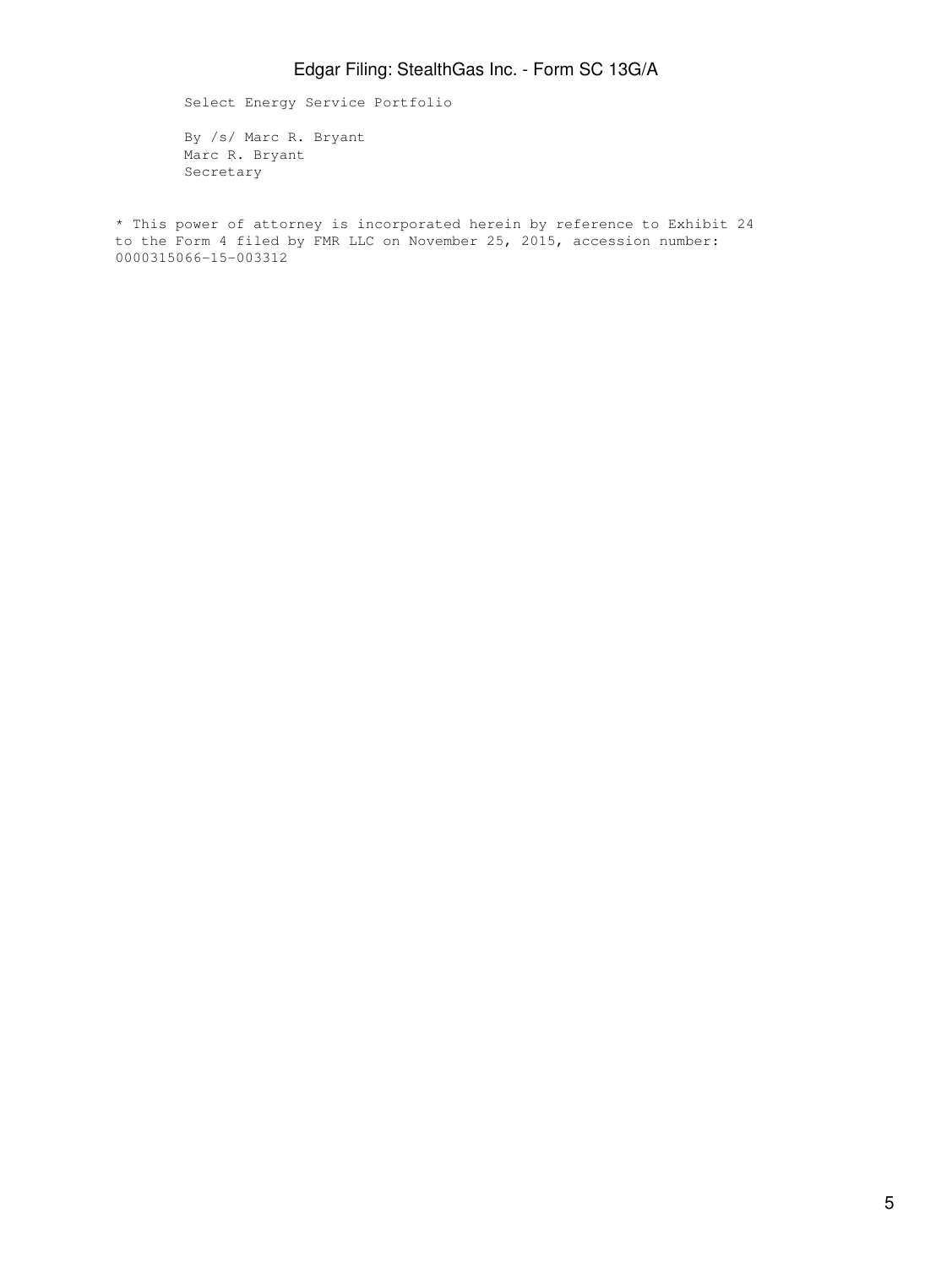Select Energy Service Portfolio

By /s/ Marc R. Bryant
Marc R. Bryant
Secretary

* This power of attorney is incorporated herein by reference to Exhibit 24 to the Form 4 filed by FMR LLC on November 25, 2015, accession number: 0000315066-15-003312